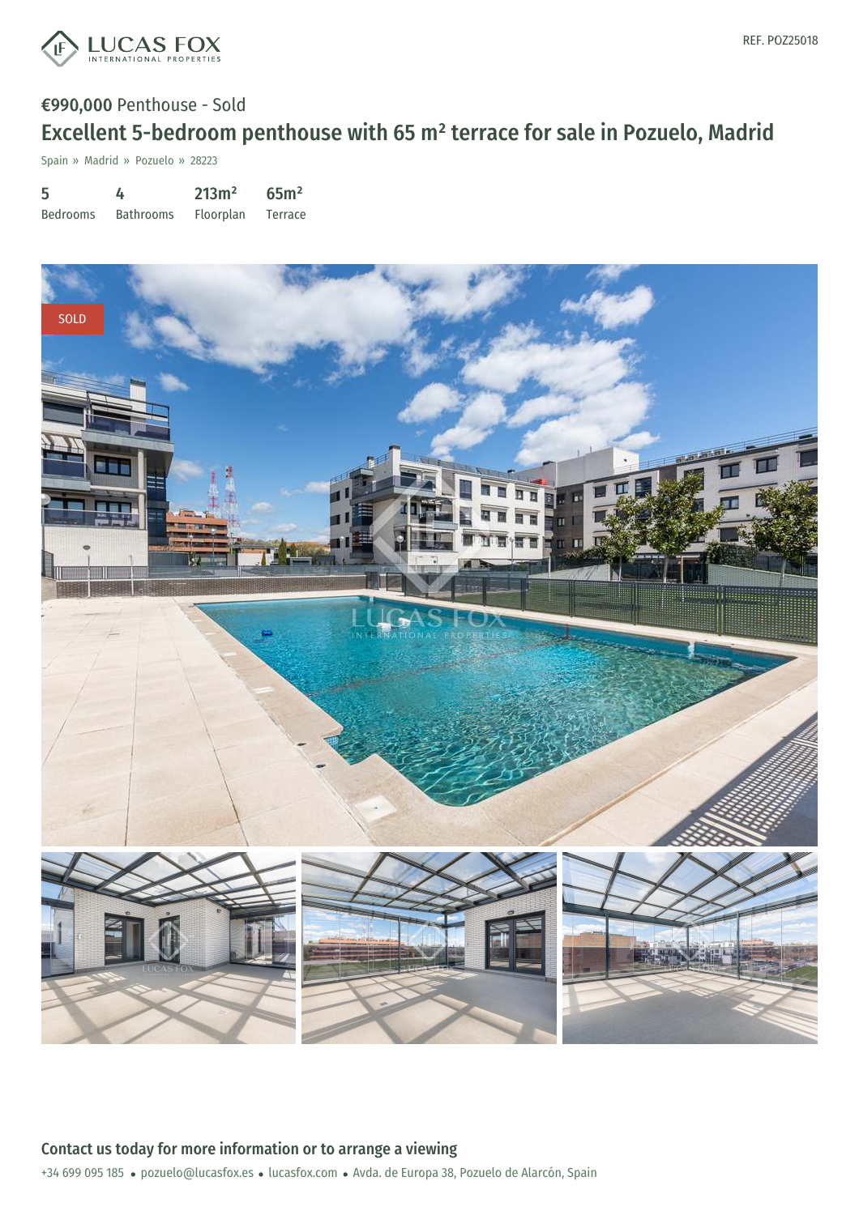REF. POZ25018

**€990,000** Penthouse - Sold

# Excellent 5-bedroom penthouse with 65 m² terrace for sale in Pozuelo, Madrid

Spain » Madrid » Pozuelo » 28223

| 5 | 4 | 213m² | 65m² |
|---|---|---|---|
| Bedrooms | Bathrooms | Floorplan | Terrace |

SOLD

## Contact us today for more information or to arrange a viewing

+34 699 095 185 • pozuelo@lucasfox.es • lucasfox.com • Avda. de Europa 38, Pozuelo de Alarcón, Spain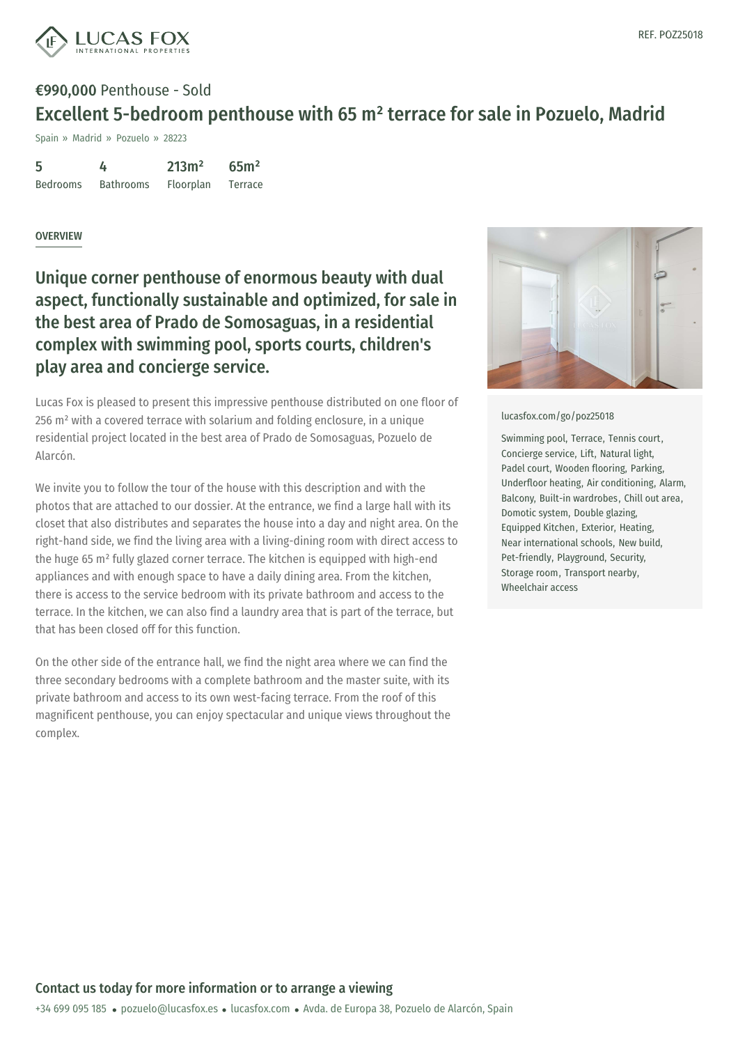REF. POZ25018

**€990,000** Penthouse - Sold

# Excellent 5-bedroom penthouse with 65 m² terrace for sale in Pozuelo, Madrid

Spain » Madrid » Pozuelo » 28223

| 5 | 4 | 213m² | 65m² |
|---|---|---|---|
| Bedrooms | Bathrooms | Floorplan | Terrace |

## OVERVIEW

## Unique corner penthouse of enormous beauty with dual aspect, functionally sustainable and optimized, for sale in the best area of Prado de Somosaguas, in a residential complex with swimming pool, sports courts, children's play area and concierge service.

Lucas Fox is pleased to present this impressive penthouse distributed on one floor of 256 m² with a covered terrace with solarium and folding enclosure, in a unique residential project located in the best area of Prado de Somosaguas, Pozuelo de Alarcón.

We invite you to follow the tour of the house with this description and with the photos that are attached to our dossier. At the entrance, we find a large hall with its closet that also distributes and separates the house into a day and night area. On the right-hand side, we find the living area with a living-dining room with direct access to the huge 65 m² fully glazed corner terrace. The kitchen is equipped with high-end appliances and with enough space to have a daily dining area. From the kitchen, there is access to the service bedroom with its private bathroom and access to the terrace. In the kitchen, we can also find a laundry area that is part of the terrace, but that has been closed off for this function.

On the other side of the entrance hall, we find the night area where we can find the three secondary bedrooms with a complete bathroom and the master suite, with its private bathroom and access to its own west-facing terrace. From the roof of this magnificent penthouse, you can enjoy spectacular and unique views throughout the complex.

lucasfox.com/go/poz25018

Swimming pool, Terrace, Tennis court, Concierge service, Lift, Natural light, Padel court, Wooden flooring, Parking, Underfloor heating, Air conditioning, Alarm, Balcony, Built-in wardrobes, Chill out area, Domotic system, Double glazing, Equipped Kitchen, Exterior, Heating, Near international schools, New build, Pet-friendly, Playground, Security, Storage room, Transport nearby, Wheelchair access

**Contact us today for more information or to arrange a viewing**

+34 699 095 185 • pozuelo@lucasfox.es • lucasfox.com • Avda. de Europa 38, Pozuelo de Alarcón, Spain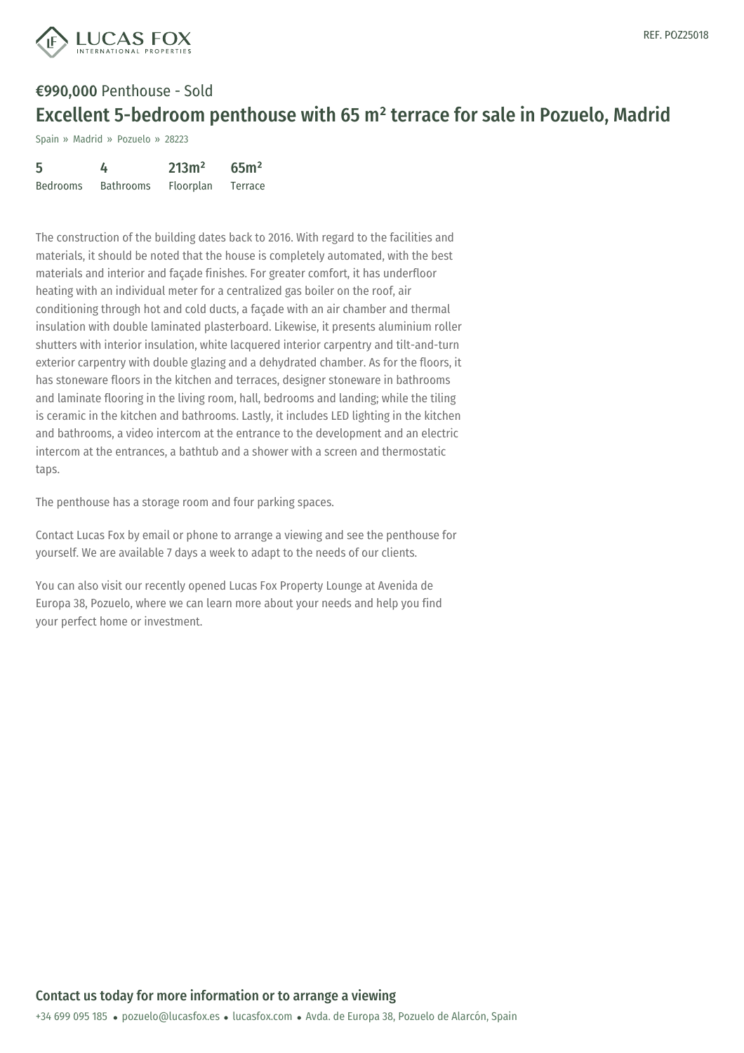REF. POZ25018

**€990,000** Penthouse - Sold

# Excellent 5-bedroom penthouse with 65 m² terrace for sale in Pozuelo, Madrid

Spain » Madrid » Pozuelo » 28223

| 5 | 4 | 213m² | 65m² |
| --- | --- | --- | --- |
| Bedrooms | Bathrooms | Floorplan | Terrace |

The construction of the building dates back to 2016. With regard to the facilities and materials, it should be noted that the house is completely automated, with the best materials and interior and façade finishes. For greater comfort, it has underfloor heating with an individual meter for a centralized gas boiler on the roof, air conditioning through hot and cold ducts, a façade with an air chamber and thermal insulation with double laminated plasterboard. Likewise, it presents aluminium roller shutters with interior insulation, white lacquered interior carpentry and tilt-and-turn exterior carpentry with double glazing and a dehydrated chamber. As for the floors, it has stoneware floors in the kitchen and terraces, designer stoneware in bathrooms and laminate flooring in the living room, hall, bedrooms and landing; while the tiling is ceramic in the kitchen and bathrooms. Lastly, it includes LED lighting in the kitchen and bathrooms, a video intercom at the entrance to the development and an electric intercom at the entrances, a bathtub and a shower with a screen and thermostatic taps.

The penthouse has a storage room and four parking spaces.

Contact Lucas Fox by email or phone to arrange a viewing and see the penthouse for yourself. We are available 7 days a week to adapt to the needs of our clients.

You can also visit our recently opened Lucas Fox Property Lounge at Avenida de Europa 38, Pozuelo, where we can learn more about your needs and help you find your perfect home or investment.

## Contact us today for more information or to arrange a viewing

+34 699 095 185 • pozuelo@lucasfox.es • lucasfox.com • Avda. de Europa 38, Pozuelo de Alarcón, Spain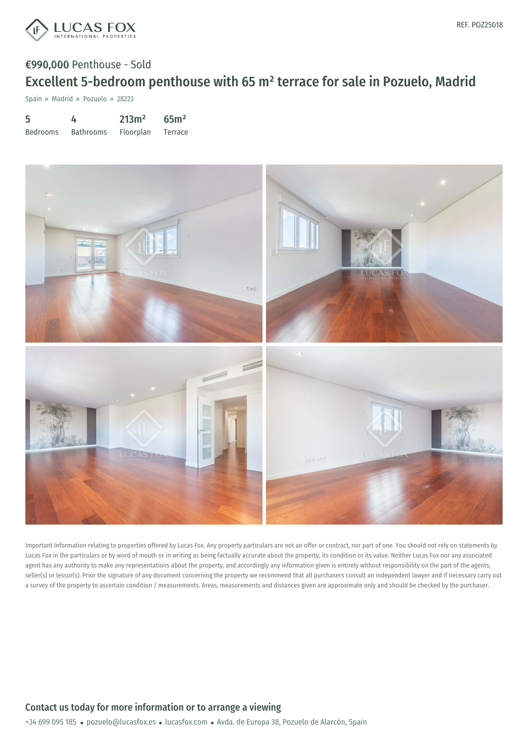**€990,000** Penthouse - Sold

# Excellent 5-bedroom penthouse with 65 m² terrace for sale in Pozuelo, Madrid

Spain » Madrid » Pozuelo » 28223

| 5 | 4 | 213m² | 65m² |
|---|---|---|---|
| Bedrooms | Bathrooms | Floorplan | Terrace |

Important Information relating to properties offered by Lucas Fox. Any property particulars are not an offer or contract, nor part of one. You should not rely on statements by Lucas Fox in the particulars or by word of mouth or in writing as being factually accurate about the property, its condition or its value. Neither Lucas Fox nor any associated agent has any authority to make any representations about the property, and accordingly any information given is entirely without responsibility on the part of the agents, seller(s) or lessor(s). Prior the signature of any document concerning the property we recommend that all purchasers consult an independent lawyer and if necessary carry out a survey of the property to ascertain condition / measurements. Areas, measurements and distances given are approximate only and should be checked by the purchaser.

## Contact us today for more information or to arrange a viewing

+34 699 095 185 • pozuelo@lucasfox.es • lucasfox.com • Avda. de Europa 38, Pozuelo de Alarcón, Spain